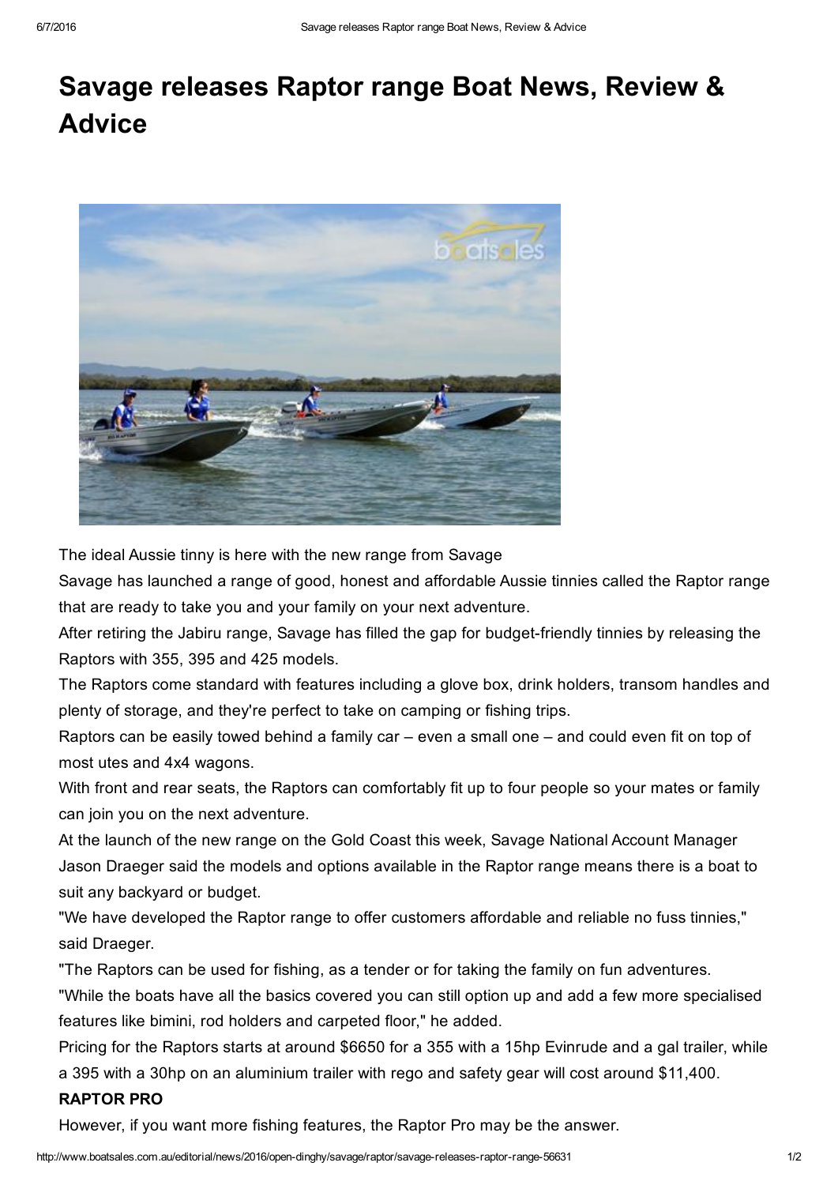# Savage releases Raptor range Boat News, Review & Advice

The ideal Aussie tinny is here with the new range from Savage

Savage has launched a range of good, honest and affordable Aussie tinnies called the Raptor range that are ready to take you and your family on your next adventure.

After retiring the Jabiru range, Savage has filled the gap for budget-friendly tinnies by releasing the Raptors with 355, 395 and 425 models.

The Raptors come standard with features including a glove box, drink holders, transom handles and plenty of storage, and they're perfect to take on camping or fishing trips.

Raptors can be easily towed behind a family car – even a small one – and could even fit on top of most utes and 4x4 wagons.

With front and rear seats, the Raptors can comfortably fit up to four people so your mates or family can join you on the next adventure.

At the launch of the new range on the Gold Coast this week, Savage National Account Manager Jason Draeger said the models and options available in the Raptor range means there is a boat to suit any backyard or budget.

"We have developed the Raptor range to offer customers affordable and reliable no fuss tinnies," said Draeger.

"The Raptors can be used for fishing, as a tender or for taking the family on fun adventures.

"While the boats have all the basics covered you can still option up and add a few more specialised features like bimini, rod holders and carpeted floor," he added.

Pricing for the Raptors starts at around $6650 for a 355 with a 15hp Evinrude and a gal trailer, while a 395 with a 30hp on an aluminium trailer with rego and safety gear will cost around $11,400.

**RAPTOR PRO**

However, if you want more fishing features, the Raptor Pro may be the answer.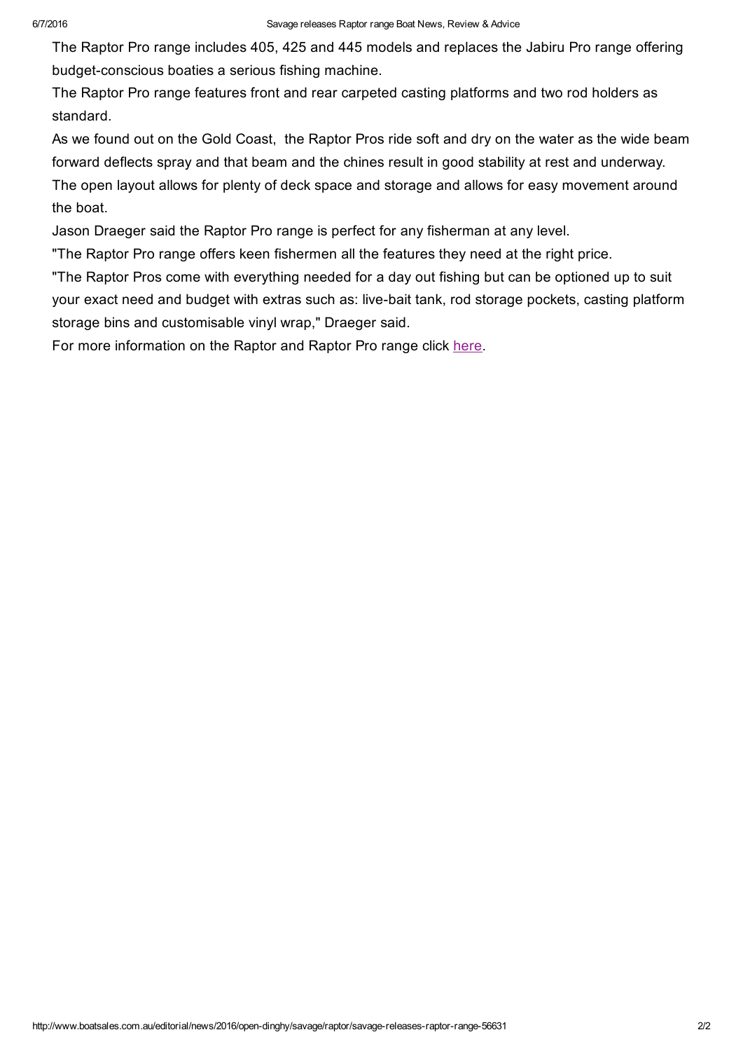The Raptor Pro range includes 405, 425 and 445 models and replaces the Jabiru Pro range offering budget-conscious boaties a serious fishing machine.

The Raptor Pro range features front and rear carpeted casting platforms and two rod holders as standard.

As we found out on the Gold Coast, the Raptor Pros ride soft and dry on the water as the wide beam forward deflects spray and that beam and the chines result in good stability at rest and underway.

The open layout allows for plenty of deck space and storage and allows for easy movement around the boat.

Jason Draeger said the Raptor Pro range is perfect for any fisherman at any level.

"The Raptor Pro range offers keen fishermen all the features they need at the right price.

"The Raptor Pros come with everything needed for a day out fishing but can be optioned up to suit your exact need and budget with extras such as: live-bait tank, rod storage pockets, casting platform storage bins and customisable vinyl wrap," Draeger said.

For more information on the Raptor and Raptor Pro range click [here](http://www.boatsales.com.au/editorial/news/2016/open-dinghy/savage/raptor/savage-releases-raptor-range-56631).